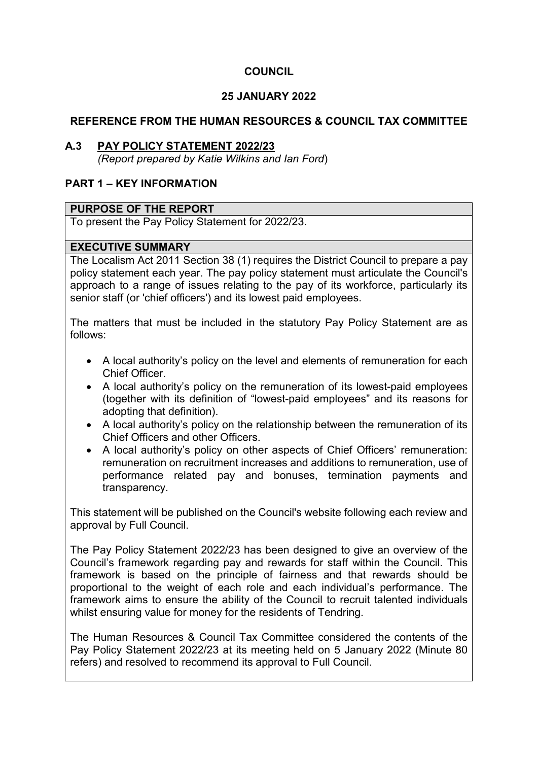**COUNCIL**

**25 JANUARY 2022**

**REFERENCE FROM THE HUMAN RESOURCES & COUNCIL TAX COMMITTEE**

## A.3 PAY POLICY STATEMENT 2022/23

*(Report prepared by Katie Wilkins and Ian Ford)*

## PART 1 – KEY INFORMATION

### PURPOSE OF THE REPORT

To present the Pay Policy Statement for 2022/23.

### EXECUTIVE SUMMARY

The Localism Act 2011 Section 38 (1) requires the District Council to prepare a pay policy statement each year. The pay policy statement must articulate the Council's approach to a range of issues relating to the pay of its workforce, particularly its senior staff (or 'chief officers') and its lowest paid employees.

The matters that must be included in the statutory Pay Policy Statement are as follows:

- A local authority's policy on the level and elements of remuneration for each Chief Officer.
- A local authority's policy on the remuneration of its lowest-paid employees (together with its definition of "lowest-paid employees" and its reasons for adopting that definition).
- A local authority's policy on the relationship between the remuneration of its Chief Officers and other Officers.
- A local authority's policy on other aspects of Chief Officers' remuneration: remuneration on recruitment increases and additions to remuneration, use of performance related pay and bonuses, termination payments and transparency.

This statement will be published on the Council's website following each review and approval by Full Council.

The Pay Policy Statement 2022/23 has been designed to give an overview of the Council's framework regarding pay and rewards for staff within the Council. This framework is based on the principle of fairness and that rewards should be proportional to the weight of each role and each individual's performance. The framework aims to ensure the ability of the Council to recruit talented individuals whilst ensuring value for money for the residents of Tendring.

The Human Resources & Council Tax Committee considered the contents of the Pay Policy Statement 2022/23 at its meeting held on 5 January 2022 (Minute 80 refers) and resolved to recommend its approval to Full Council.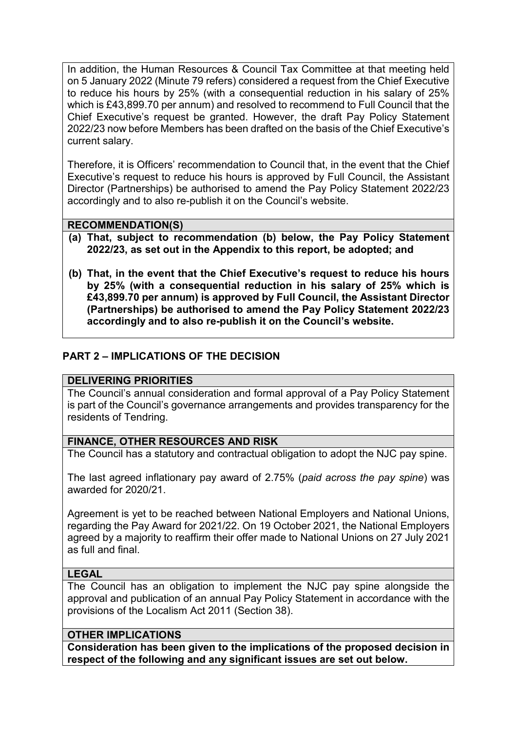In addition, the Human Resources & Council Tax Committee at that meeting held on 5 January 2022 (Minute 79 refers) considered a request from the Chief Executive to reduce his hours by 25% (with a consequential reduction in his salary of 25% which is £43,899.70 per annum) and resolved to recommend to Full Council that the Chief Executive's request be granted. However, the draft Pay Policy Statement 2022/23 now before Members has been drafted on the basis of the Chief Executive's current salary.

Therefore, it is Officers' recommendation to Council that, in the event that the Chief Executive's request to reduce his hours is approved by Full Council, the Assistant Director (Partnerships) be authorised to amend the Pay Policy Statement 2022/23 accordingly and to also re-publish it on the Council's website.

### RECOMMENDATION(S)

**(a) That, subject to recommendation (b) below, the Pay Policy Statement 2022/23, as set out in the Appendix to this report, be adopted; and**

**(b) That, in the event that the Chief Executive's request to reduce his hours by 25% (with a consequential reduction in his salary of 25% which is £43,899.70 per annum) is approved by Full Council, the Assistant Director (Partnerships) be authorised to amend the Pay Policy Statement 2022/23 accordingly and to also re-publish it on the Council's website.**

## PART 2 – IMPLICATIONS OF THE DECISION

### DELIVERING PRIORITIES

The Council's annual consideration and formal approval of a Pay Policy Statement is part of the Council's governance arrangements and provides transparency for the residents of Tendring.

### FINANCE, OTHER RESOURCES AND RISK

The Council has a statutory and contractual obligation to adopt the NJC pay spine.

The last agreed inflationary pay award of 2.75% (*paid across the pay spine*) was awarded for 2020/21.

Agreement is yet to be reached between National Employers and National Unions, regarding the Pay Award for 2021/22. On 19 October 2021, the National Employers agreed by a majority to reaffirm their offer made to National Unions on 27 July 2021 as full and final.

### LEGAL

The Council has an obligation to implement the NJC pay spine alongside the approval and publication of an annual Pay Policy Statement in accordance with the provisions of the Localism Act 2011 (Section 38).

### OTHER IMPLICATIONS

**Consideration has been given to the implications of the proposed decision in respect of the following and any significant issues are set out below.**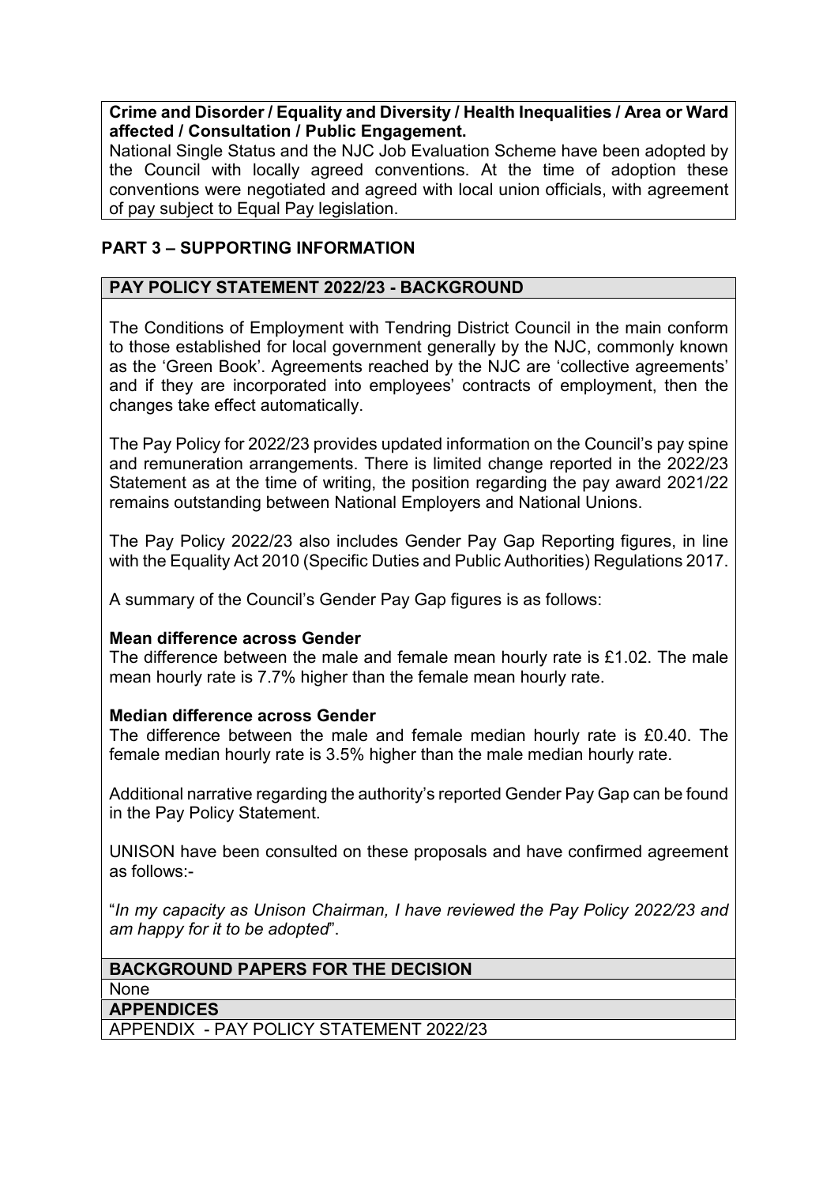**Crime and Disorder / Equality and Diversity / Health Inequalities / Area or Ward affected / Consultation / Public Engagement.**

National Single Status and the NJC Job Evaluation Scheme have been adopted by the Council with locally agreed conventions. At the time of adoption these conventions were negotiated and agreed with local union officials, with agreement of pay subject to Equal Pay legislation.

## PART 3 – SUPPORTING INFORMATION

### PAY POLICY STATEMENT 2022/23 - BACKGROUND

The Conditions of Employment with Tendring District Council in the main conform to those established for local government generally by the NJC, commonly known as the 'Green Book'. Agreements reached by the NJC are 'collective agreements' and if they are incorporated into employees' contracts of employment, then the changes take effect automatically.

The Pay Policy for 2022/23 provides updated information on the Council's pay spine and remuneration arrangements. There is limited change reported in the 2022/23 Statement as at the time of writing, the position regarding the pay award 2021/22 remains outstanding between National Employers and National Unions.

The Pay Policy 2022/23 also includes Gender Pay Gap Reporting figures, in line with the Equality Act 2010 (Specific Duties and Public Authorities) Regulations 2017.

A summary of the Council's Gender Pay Gap figures is as follows:

**Mean difference across Gender**

The difference between the male and female mean hourly rate is £1.02. The male mean hourly rate is 7.7% higher than the female mean hourly rate.

**Median difference across Gender**

The difference between the male and female median hourly rate is £0.40. The female median hourly rate is 3.5% higher than the male median hourly rate.

Additional narrative regarding the authority's reported Gender Pay Gap can be found in the Pay Policy Statement.

UNISON have been consulted on these proposals and have confirmed agreement as follows:-

"*In my capacity as Unison Chairman, I have reviewed the Pay Policy 2022/23 and am happy for it to be adopted*".

### BACKGROUND PAPERS FOR THE DECISION

None

### APPENDICES

APPENDIX - PAY POLICY STATEMENT 2022/23